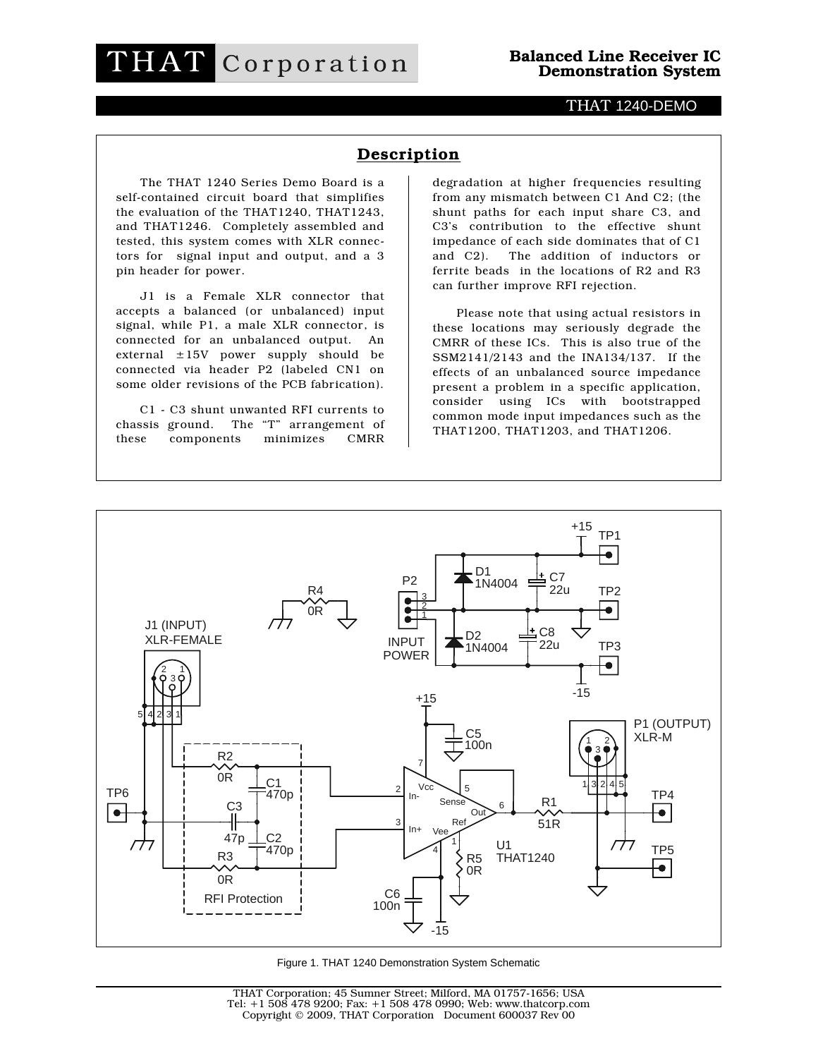# THAT Corporation

**Balanced Line Receiver IC Demonstration System**

THAT 1240-DEMO

## Description

The THAT 1240 Series Demo Board is a self-contained circuit board that simplifies the evaluation of the THAT1240, THAT1243, and THAT1246. Completely assembled and tested, this system comes with XLR connectors for signal input and output, and a 3 pin header for power.

J1 is a Female XLR connector that accepts a balanced (or unbalanced) input signal, while P1, a male XLR connector, is connected for an unbalanced output. An external ±15V power supply should be connected via header P2 (labeled CN1 on some older revisions of the PCB fabrication).

C1 - C3 shunt unwanted RFI currents to chassis ground. The “T” arrangement of these components minimizes CMRR degradation at higher frequencies resulting from any mismatch between C1 And C2; (the shunt paths for each input share C3, and C3's contribution to the effective shunt impedance of each side dominates that of C1 and C2). The addition of inductors or ferrite beads in the locations of R2 and R3 can further improve RFI rejection.

Please note that using actual resistors in these locations may seriously degrade the CMRR of these ICs. This is also true of the SSM2141/2143 and the INA134/137. If the effects of an unbalanced source impedance present a problem in a specific application, consider using ICs with bootstrapped common mode input impedances such as the THAT1200, THAT1203, and THAT1206.

Figure 1. THAT 1240 Demonstration System Schematic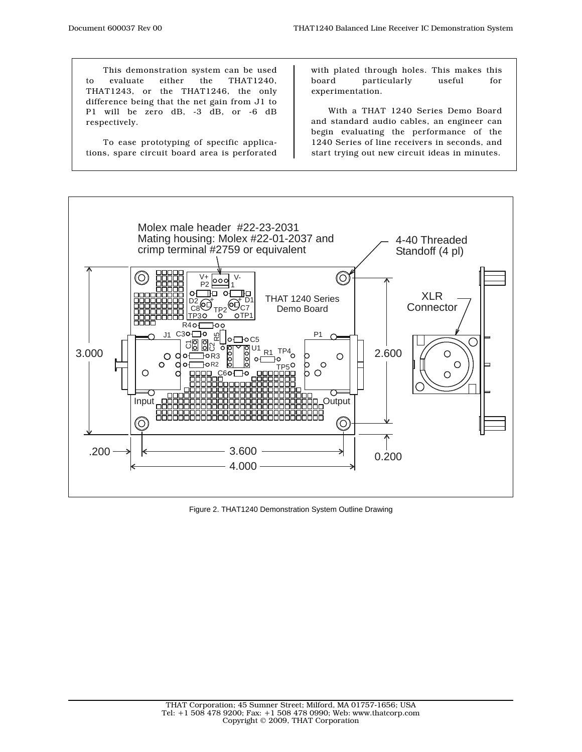This demonstration system can be used to evaluate either the THAT1240, THAT1243, or the THAT1246, the only difference being that the net gain from J1 to P1 will be zero dB, -3 dB, or -6 dB respectively.

To ease prototyping of specific applications, spare circuit board area is perforated with plated through holes. This makes this board particularly useful for experimentation.

With a THAT 1240 Series Demo Board and standard audio cables, an engineer can begin evaluating the performance of the 1240 Series of line receivers in seconds, and start trying out new circuit ideas in minutes.

Molex male header #22-23-2031
Mating housing: Molex #22-01-2037 and
crimp terminal #2759 or equivalent

4-40 Threaded
Standoff (4 pl)

XLR
Connector

THAT 1240 Series
Demo Board

V+ V-
P2 1
D2 D1
C8 TP2 C7
TP3 TP1
R4
C3 R5
J1 C5 P1
C1 C2 U1
R3 R1 TP4
R2 TP5
C6
Input Output

3.000
2.600
.200
3.600
4.000
0.200

Figure 2. THAT1240 Demonstration System Outline Drawing